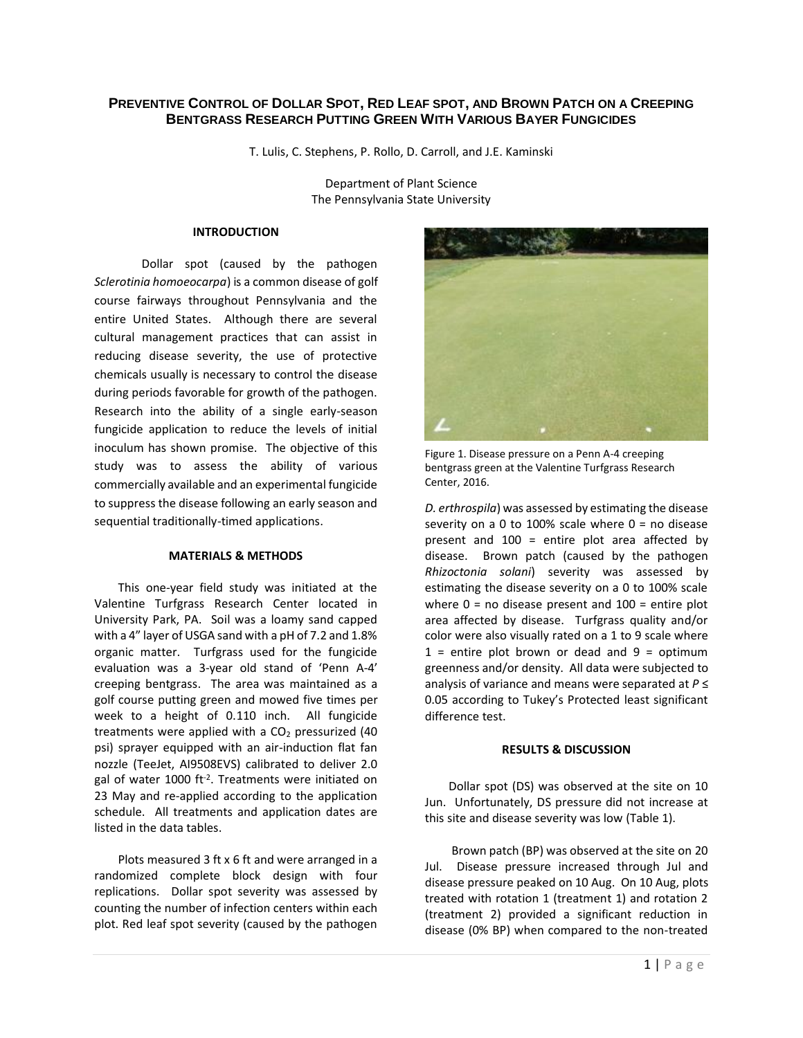# Preventive Control of Dollar Spot, Red Leaf Spot, and Brown Patch on a Creeping Bentgrass Research Putting Green With Various Bayer Fungicides

T. Lulis, C. Stephens, P. Rollo, D. Carroll, and J.E. Kaminski

Department of Plant Science
The Pennsylvania State University

## INTRODUCTION

Dollar spot (caused by the pathogen *Sclerotinia homoeocarpa*) is a common disease of golf course fairways throughout Pennsylvania and the entire United States. Although there are several cultural management practices that can assist in reducing disease severity, the use of protective chemicals usually is necessary to control the disease during periods favorable for growth of the pathogen. Research into the ability of a single early-season fungicide application to reduce the levels of initial inoculum has shown promise. The objective of this study was to assess the ability of various commercially available and an experimental fungicide to suppress the disease following an early season and sequential traditionally-timed applications.

## MATERIALS & METHODS

This one-year field study was initiated at the Valentine Turfgrass Research Center located in University Park, PA. Soil was a loamy sand capped with a 4" layer of USGA sand with a pH of 7.2 and 1.8% organic matter. Turfgrass used for the fungicide evaluation was a 3-year old stand of 'Penn A-4' creeping bentgrass. The area was maintained as a golf course putting green and mowed five times per week to a height of 0.110 inch. All fungicide treatments were applied with a $CO_2$ pressurized (40 psi) sprayer equipped with an air-induction flat fan nozzle (TeeJet, AI9508EVS) calibrated to deliver 2.0 gal of water 1000 ft$^{-2}$. Treatments were initiated on 23 May and re-applied according to the application schedule. All treatments and application dates are listed in the data tables.

Plots measured 3 ft x 6 ft and were arranged in a randomized complete block design with four replications. Dollar spot severity was assessed by counting the number of infection centers within each plot. Red leaf spot severity (caused by the pathogen *D. erthrospila*) was assessed by estimating the disease severity on a 0 to 100% scale where 0 = no disease present and 100 = entire plot area affected by disease. Brown patch (caused by the pathogen *Rhizoctonia solani*) severity was assessed by estimating the disease severity on a 0 to 100% scale where 0 = no disease present and 100 = entire plot area affected by disease. Turfgrass quality and/or color were also visually rated on a 1 to 9 scale where 1 = entire plot brown or dead and 9 = optimum greenness and/or density. All data were subjected to analysis of variance and means were separated at $P \leq 0.05$ according to Tukey's Protected least significant difference test.

Figure 1. Disease pressure on a Penn A-4 creeping bentgrass green at the Valentine Turfgrass Research Center, 2016.

## RESULTS & DISCUSSION

Dollar spot (DS) was observed at the site on 10 Jun. Unfortunately, DS pressure did not increase at this site and disease severity was low (Table 1).

Brown patch (BP) was observed at the site on 20 Jul. Disease pressure increased through Jul and disease pressure peaked on 10 Aug. On 10 Aug, plots treated with rotation 1 (treatment 1) and rotation 2 (treatment 2) provided a significant reduction in disease (0% BP) when compared to the non-treated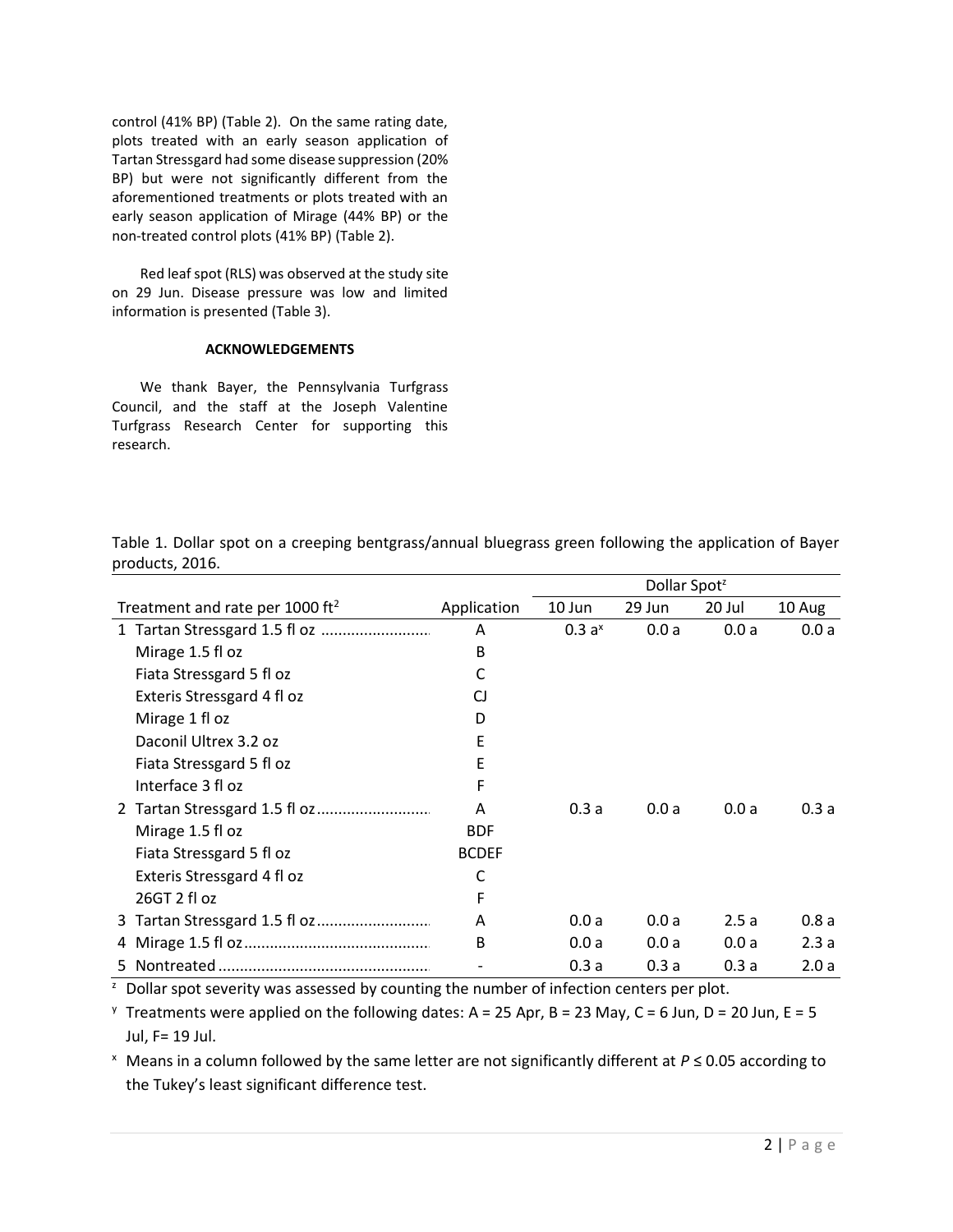control (41% BP) (Table 2). On the same rating date, plots treated with an early season application of Tartan Stressgard had some disease suppression (20% BP) but were not significantly different from the aforementioned treatments or plots treated with an early season application of Mirage (44% BP) or the non-treated control plots (41% BP) (Table 2).

Red leaf spot (RLS) was observed at the study site on 29 Jun. Disease pressure was low and limited information is presented (Table 3).

## ACKNOWLEDGEMENTS

We thank Bayer, the Pennsylvania Turfgrass Council, and the staff at the Joseph Valentine Turfgrass Research Center for supporting this research.

Table 1. Dollar spot on a creeping bentgrass/annual bluegrass green following the application of Bayer products, 2016.

| Treatment and rate per 1000 ft² | Application | Dollar Spot[z] | | | |
|---|---|---|---|---|---|
| | | 10 Jun | 29 Jun | 20 Jul | 10 Aug |
| 1 Tartan Stressgard 1.5 fl oz | A | 0.3 a[x] | 0.0 a | 0.0 a | 0.0 a |
| Mirage 1.5 fl oz | B | | | | |
| Fiata Stressgard 5 fl oz | C | | | | |
| Exteris Stressgard 4 fl oz | CJ | | | | |
| Mirage 1 fl oz | D | | | | |
| Daconil Ultrex 3.2 oz | E | | | | |
| Fiata Stressgard 5 fl oz | E | | | | |
| Interface 3 fl oz | F | | | | |
| 2 Tartan Stressgard 1.5 fl oz | A | 0.3 a | 0.0 a | 0.0 a | 0.3 a |
| Mirage 1.5 fl oz | BDF | | | | |
| Fiata Stressgard 5 fl oz | BCDEF | | | | |
| Exteris Stressgard 4 fl oz | C | | | | |
| 26GT 2 fl oz | F | | | | |
| 3 Tartan Stressgard 1.5 fl oz | A | 0.0 a | 0.0 a | 2.5 a | 0.8 a |
| 4 Mirage 1.5 fl oz | B | 0.0 a | 0.0 a | 0.0 a | 2.3 a |
| 5 Nontreated | - | 0.3 a | 0.3 a | 0.3 a | 2.0 a |

[z] Dollar spot severity was assessed by counting the number of infection centers per plot.

[y] Treatments were applied on the following dates: A = 25 Apr, B = 23 May, C = 6 Jun, D = 20 Jun, E = 5 Jul, F= 19 Jul.

[x] Means in a column followed by the same letter are not significantly different at $P \leq 0.05$ according to the Tukey's least significant difference test.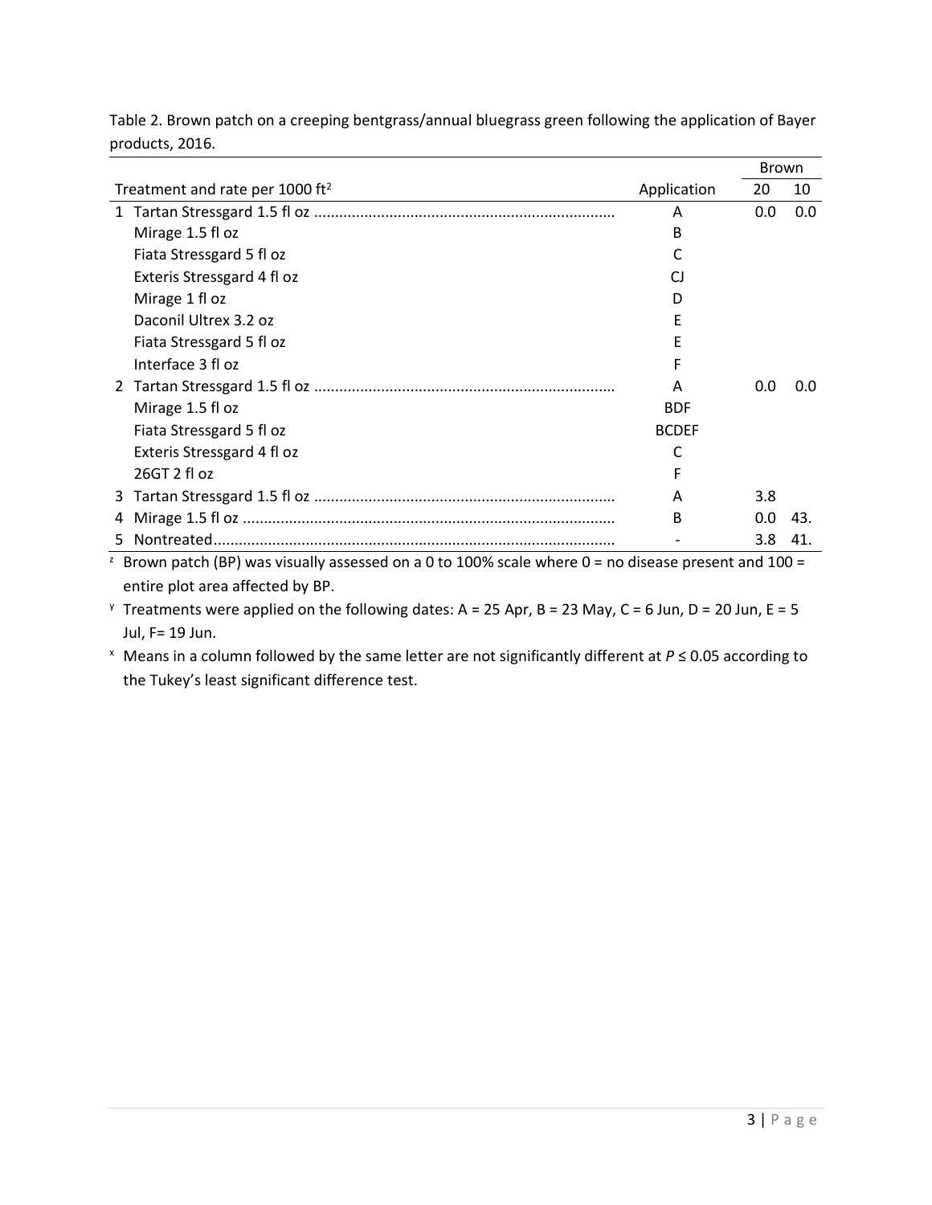Table 2. Brown patch on a creeping bentgrass/annual bluegrass green following the application of Bayer products, 2016.

| Treatment and rate per 1000 ft[2] | Application | Brown | |
|---|---|---|---|
| | | 20 | 10 |
| 1 Tartan Stressgard 1.5 fl oz ....................................................................... | A | 0.0 | 0.0 |
| Mirage 1.5 fl oz | B | | |
| Fiata Stressgard 5 fl oz | C | | |
| Exteris Stressgard 4 fl oz | CJ | | |
| Mirage 1 fl oz | D | | |
| Daconil Ultrex 3.2 oz | E | | |
| Fiata Stressgard 5 fl oz | E | | |
| Interface 3 fl oz | F | | |
| 2 Tartan Stressgard 1.5 fl oz ....................................................................... | A | 0.0 | 0.0 |
| Mirage 1.5 fl oz | BDF | | |
| Fiata Stressgard 5 fl oz | BCDEF | | |
| Exteris Stressgard 4 fl oz | C | | |
| 26GT 2 fl oz | F | | |
| 3 Tartan Stressgard 1.5 fl oz ....................................................................... | A | 3.8 | |
| 4 Mirage 1.5 fl oz ........................................................................................ | B | 0.0 | 43. |
| 5 Nontreated................................................................................................ | - | 3.8 | 41. |

[z] Brown patch (BP) was visually assessed on a 0 to 100% scale where 0 = no disease present and 100 = entire plot area affected by BP.

[y] Treatments were applied on the following dates: A = 25 Apr, B = 23 May, C = 6 Jun, D = 20 Jun, E = 5 Jul, F= 19 Jun.

[x] Means in a column followed by the same letter are not significantly different at $P \leq 0.05$ according to the Tukey's least significant difference test.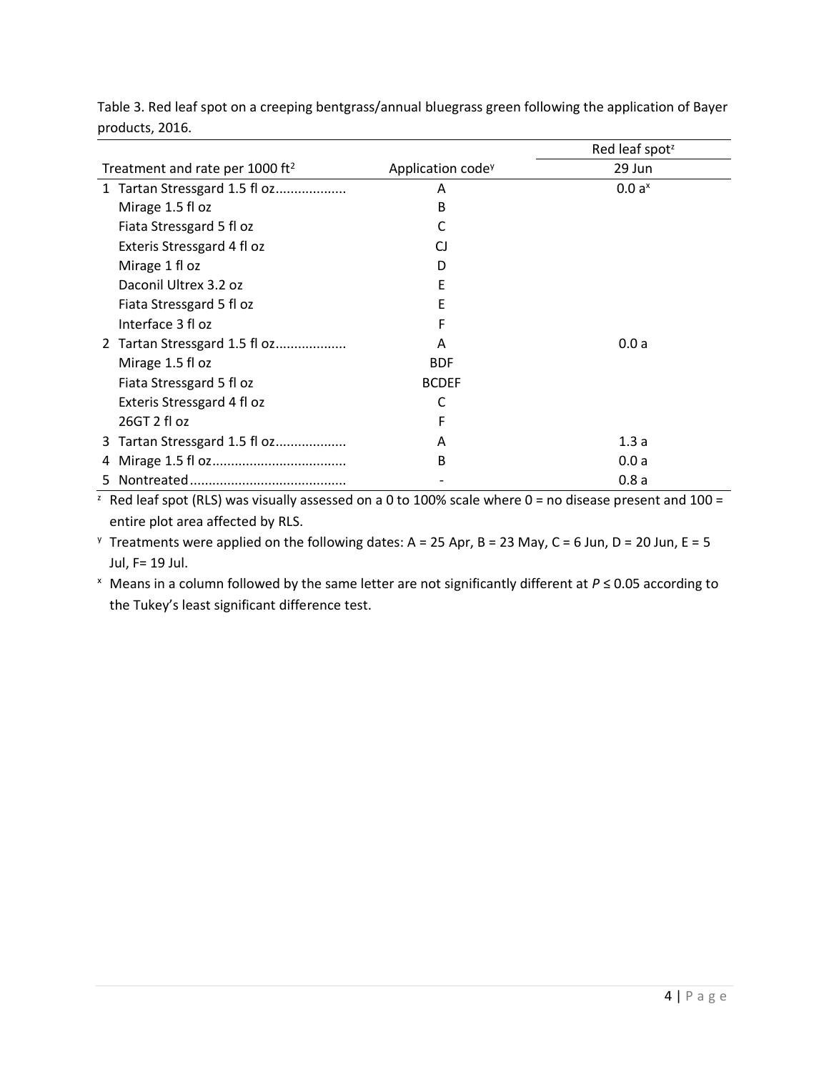Table 3. Red leaf spot on a creeping bentgrass/annual bluegrass green following the application of Bayer products, 2016.

| Treatment and rate per 1000 ft² | Application code[y] | Red leaf spot[z] |
|---|---|---|
| | | 29 Jun |
| 1 Tartan Stressgard 1.5 fl oz.................. | A | 0.0 a[x] |
| Mirage 1.5 fl oz | B | |
| Fiata Stressgard 5 fl oz | C | |
| Exteris Stressgard 4 fl oz | CJ | |
| Mirage 1 fl oz | D | |
| Daconil Ultrex 3.2 oz | E | |
| Fiata Stressgard 5 fl oz | E | |
| Interface 3 fl oz | F | |
| 2 Tartan Stressgard 1.5 fl oz.................. | A | 0.0 a |
| Mirage 1.5 fl oz | BDF | |
| Fiata Stressgard 5 fl oz | BCDEF | |
| Exteris Stressgard 4 fl oz | C | |
| 26GT 2 fl oz | F | |
| 3 Tartan Stressgard 1.5 fl oz.................. | A | 1.3 a |
| 4 Mirage 1.5 fl oz.................................. | B | 0.0 a |
| 5 Nontreated......................................... | - | 0.8 a |

[z] Red leaf spot (RLS) was visually assessed on a 0 to 100% scale where 0 = no disease present and 100 = entire plot area affected by RLS.

[y] Treatments were applied on the following dates: A = 25 Apr, B = 23 May, C = 6 Jun, D = 20 Jun, E = 5 Jul, F= 19 Jul.

[x] Means in a column followed by the same letter are not significantly different at $P \leq 0.05$ according to the Tukey's least significant difference test.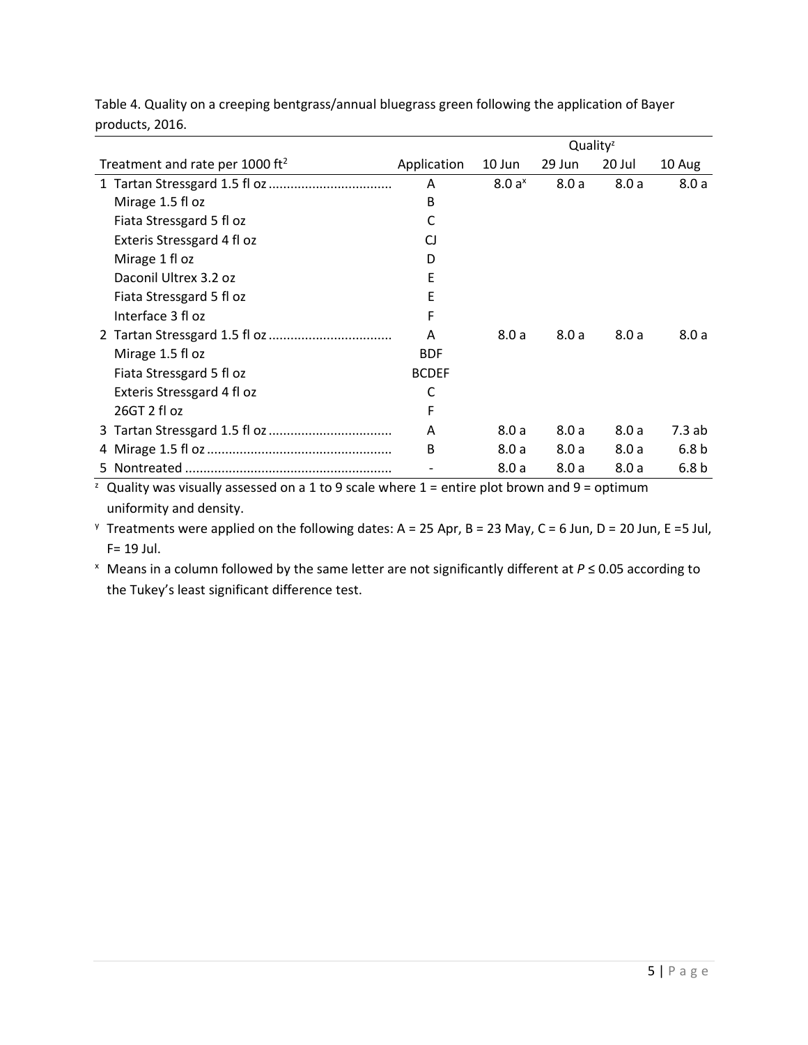Table 4. Quality on a creeping bentgrass/annual bluegrass green following the application of Bayer products, 2016.

| Treatment and rate per 1000 ft$^2$ | Application | Quality[z] | | | |
|---|---|---|---|---|---|
| | | 10 Jun | 29 Jun | 20 Jul | 10 Aug |
| 1 Tartan Stressgard 1.5 fl oz | A | 8.0 a[x] | 8.0 a | 8.0 a | 8.0 a |
| Mirage 1.5 fl oz | B | | | | |
| Fiata Stressgard 5 fl oz | C | | | | |
| Exteris Stressgard 4 fl oz | CJ | | | | |
| Mirage 1 fl oz | D | | | | |
| Daconil Ultrex 3.2 oz | E | | | | |
| Fiata Stressgard 5 fl oz | E | | | | |
| Interface 3 fl oz | F | | | | |
| 2 Tartan Stressgard 1.5 fl oz | A | 8.0 a | 8.0 a | 8.0 a | 8.0 a |
| Mirage 1.5 fl oz | BDF | | | | |
| Fiata Stressgard 5 fl oz | BCDEF | | | | |
| Exteris Stressgard 4 fl oz | C | | | | |
| 26GT 2 fl oz | F | | | | |
| 3 Tartan Stressgard 1.5 fl oz | A | 8.0 a | 8.0 a | 8.0 a | 7.3 ab |
| 4 Mirage 1.5 fl oz | B | 8.0 a | 8.0 a | 8.0 a | 6.8 b |
| 5 Nontreated | - | 8.0 a | 8.0 a | 8.0 a | 6.8 b |

[z] Quality was visually assessed on a 1 to 9 scale where 1 = entire plot brown and 9 = optimum uniformity and density.

[y] Treatments were applied on the following dates: A = 25 Apr, B = 23 May, C = 6 Jun, D = 20 Jun, E =5 Jul, F= 19 Jul.

[x] Means in a column followed by the same letter are not significantly different at $P \leq 0.05$ according to the Tukey's least significant difference test.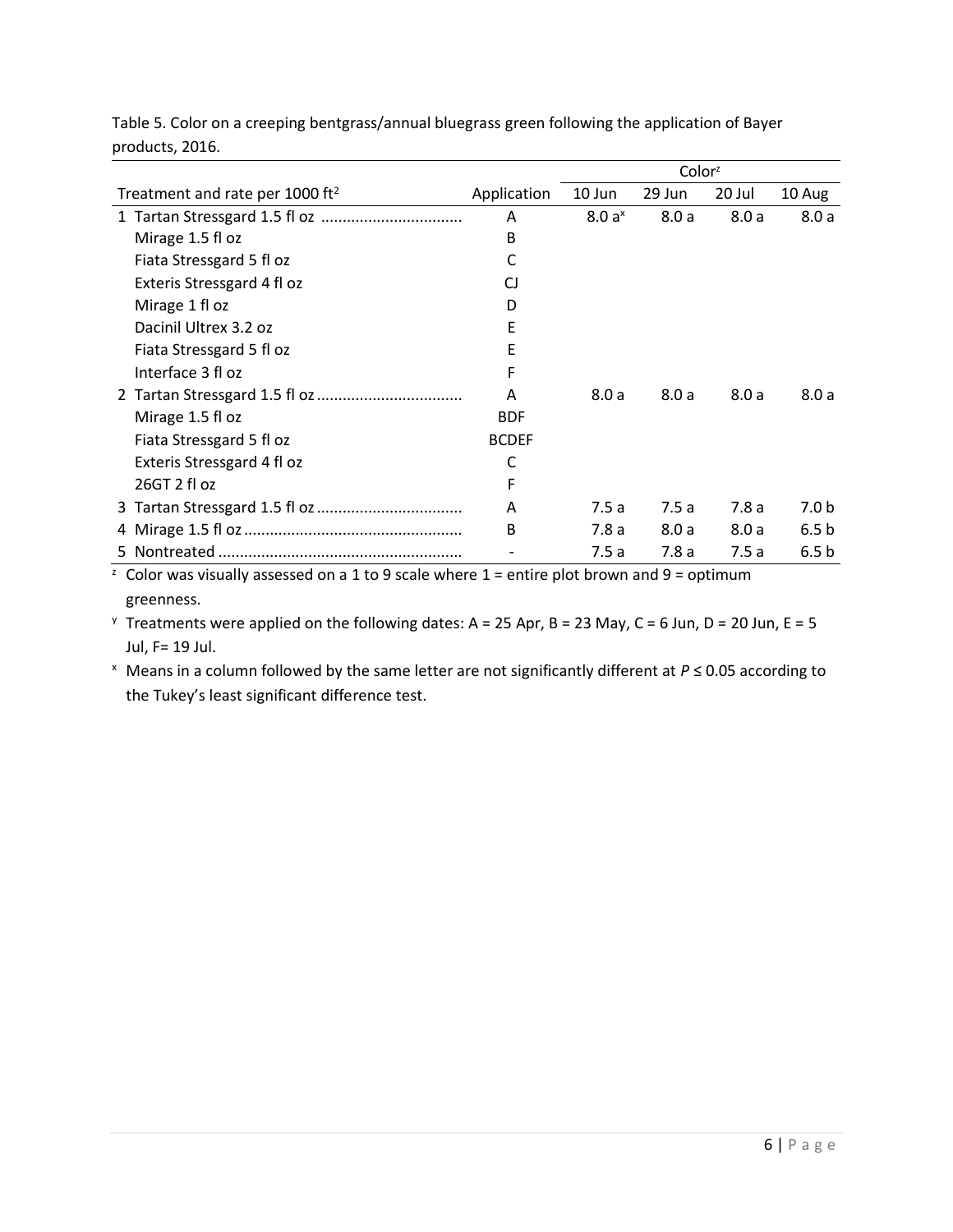Table 5. Color on a creeping bentgrass/annual bluegrass green following the application of Bayer products, 2016.

| | | Color[z] | | | |
|---|---|---|---|---|---|
| Treatment and rate per 1000 ft$^2$ | Application | 10 Jun | 29 Jun | 20 Jul | 10 Aug |
| 1 Tartan Stressgard 1.5 fl oz ................................ | A | 8.0 a[x] | 8.0 a | 8.0 a | 8.0 a |
| Mirage 1.5 fl oz | B | | | | |
| Fiata Stressgard 5 fl oz | C | | | | |
| Exteris Stressgard 4 fl oz | CJ | | | | |
| Mirage 1 fl oz | D | | | | |
| Dacinil Ultrex 3.2 oz | E | | | | |
| Fiata Stressgard 5 fl oz | E | | | | |
| Interface 3 fl oz | F | | | | |
| 2 Tartan Stressgard 1.5 fl oz ................................. | A | 8.0 a | 8.0 a | 8.0 a | 8.0 a |
| Mirage 1.5 fl oz | BDF | | | | |
| Fiata Stressgard 5 fl oz | BCDEF | | | | |
| Exteris Stressgard 4 fl oz | C | | | | |
| 26GT 2 fl oz | F | | | | |
| 3 Tartan Stressgard 1.5 fl oz ................................. | A | 7.5 a | 7.5 a | 7.8 a | 7.0 b |
| 4 Mirage 1.5 fl oz .................................................. | B | 7.8 a | 8.0 a | 8.0 a | 6.5 b |
| 5 Nontreated ........................................................ | - | 7.5 a | 7.8 a | 7.5 a | 6.5 b |

[z] Color was visually assessed on a 1 to 9 scale where 1 = entire plot brown and 9 = optimum greenness.

[y] Treatments were applied on the following dates: A = 25 Apr, B = 23 May, C = 6 Jun, D = 20 Jun, E = 5 Jul, F= 19 Jul.

[x] Means in a column followed by the same letter are not significantly different at $P \leq 0.05$ according to the Tukey's least significant difference test.